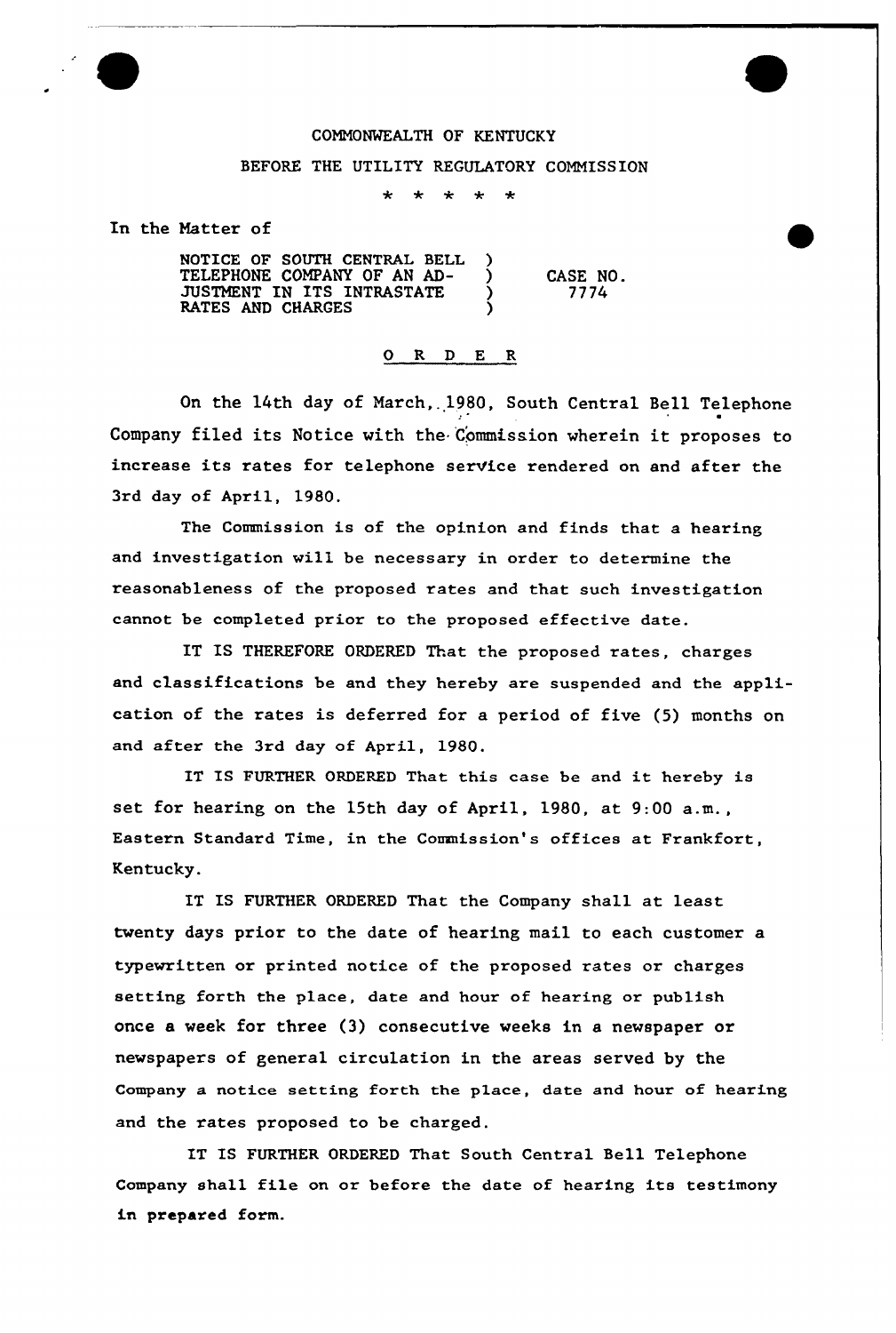COMMONWEALTH OF KENTUCKY

BEFORE THE UTILITY REGULATORY COMMISSION

\* \* \* \* \*

In the Matter of

| | | |
|---|---|---|
| NOTICE OF SOUTH CENTRAL BELL TELEPHONE COMPANY OF AN ADJUSTMENT IN ITS INTRASTATE RATES AND CHARGES | ) | CASE NO. 7774 |

O R D E R

On the 14th day of March, 1980, South Central Bell Telephone Company filed its Notice with the Commission wherein it proposes to increase its rates for telephone service rendered on and after the 3rd day of April, 1980.

The Commission is of the opinion and finds that a hearing and investigation will be necessary in order to determine the reasonableness of the proposed rates and that such investigation cannot be completed prior to the proposed effective date.

IT IS THEREFORE ORDERED That the proposed rates, charges and classifications be and they hereby are suspended and the application of the rates is deferred for a period of five (5) months on and after the 3rd day of April, 1980.

IT IS FURTHER ORDERED That this case be and it hereby is set for hearing on the 15th day of April, 1980, at 9:00 a.m., Eastern Standard Time, in the Commission's offices at Frankfort, Kentucky.

IT IS FURTHER ORDERED That the Company shall at least twenty days prior to the date of hearing mail to each customer a typewritten or printed notice of the proposed rates or charges setting forth the place, date and hour of hearing or publish once a week for three (3) consecutive weeks in a newspaper or newspapers of general circulation in the areas served by the Company a notice setting forth the place, date and hour of hearing and the rates proposed to be charged.

IT IS FURTHER ORDERED That South Central Bell Telephone Company shall file on or before the date of hearing its testimony in prepared form.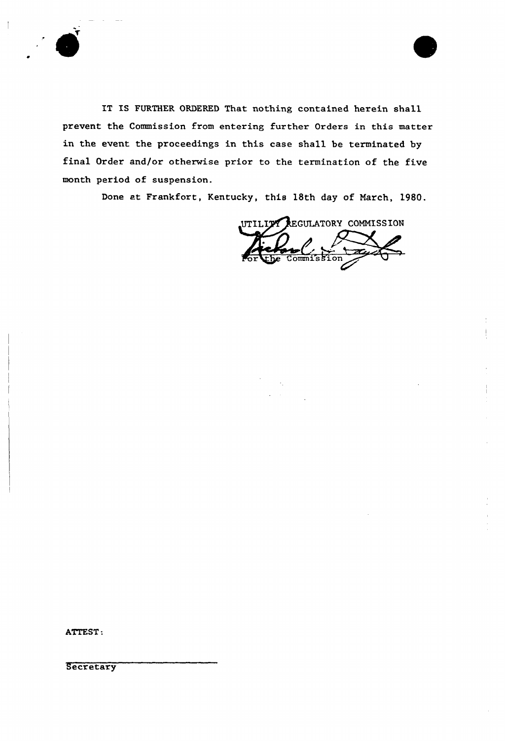IT IS FURTHER ORDERED That nothing contained herein shall prevent the Commission from entering further Orders in this matter in the event the proceedings in this case shall be terminated by final Order and/or otherwise prior to the termination of the five month period of suspension.

Done at Frankfort, Kentucky, this 18th day of March, 1980.

UTILITY REGULATORY COMMISSION

For the Commission

ATTEST:

Secretary